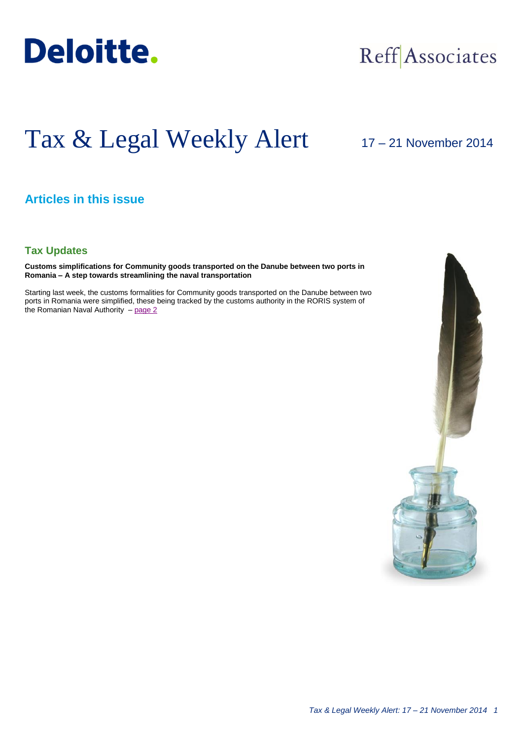Deloitte.

Reff Associates

# Tax & Legal Weekly Alert

17 – 21 November 2014

## Articles in this issue

### Tax Updates

**Customs simplifications for Community goods transported on the Danube between two ports in Romania – A step towards streamlining the naval transportation**

Starting last week, the customs formalities for Community goods transported on the Danube between two ports in Romania were simplified, these being tracked by the customs authority in the RORIS system of the Romanian Naval Authority – page 2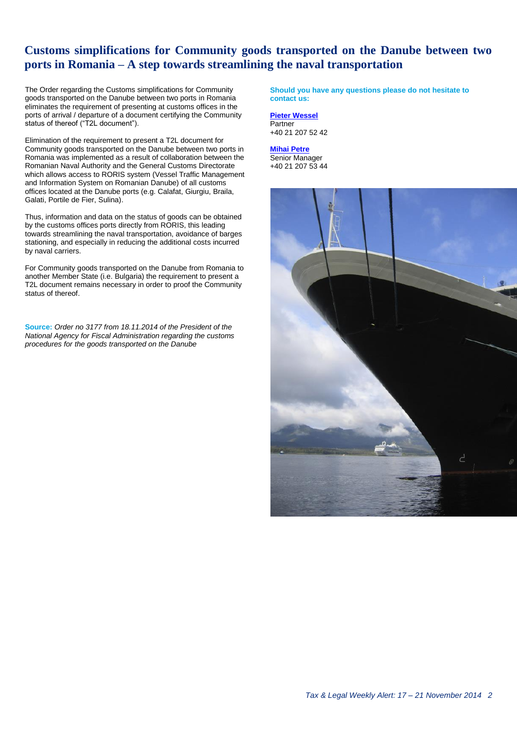# Customs simplifications for Community goods transported on the Danube between two ports in Romania – A step towards streamlining the naval transportation

The Order regarding the Customs simplifications for Community goods transported on the Danube between two ports in Romania eliminates the requirement of presenting at customs offices in the ports of arrival / departure of a document certifying the Community status of thereof ("T2L document").

Elimination of the requirement to present a T2L document for Community goods transported on the Danube between two ports in Romania was implemented as a result of collaboration between the Romanian Naval Authority and the General Customs Directorate which allows access to RORIS system (Vessel Traffic Management and Information System on Romanian Danube) of all customs offices located at the Danube ports (e.g. Calafat, Giurgiu, Braila, Galati, Portile de Fier, Sulina).

Thus, information and data on the status of goods can be obtained by the customs offices ports directly from RORIS, this leading towards streamlining the naval transportation, avoidance of barges stationing, and especially in reducing the additional costs incurred by naval carriers.

For Community goods transported on the Danube from Romania to another Member State (i.e. Bulgaria) the requirement to present a T2L document remains necessary in order to proof the Community status of thereof.

**Source:** *Order no 3177 from 18.11.2014 of the President of the National Agency for Fiscal Administration regarding the customs procedures for the goods transported on the Danube*

**Should you have any questions please do not hesitate to contact us:**

**Pieter Wessel**
Partner
+40 21 207 52 42

**Mihai Petre**
Senior Manager
+40 21 207 53 44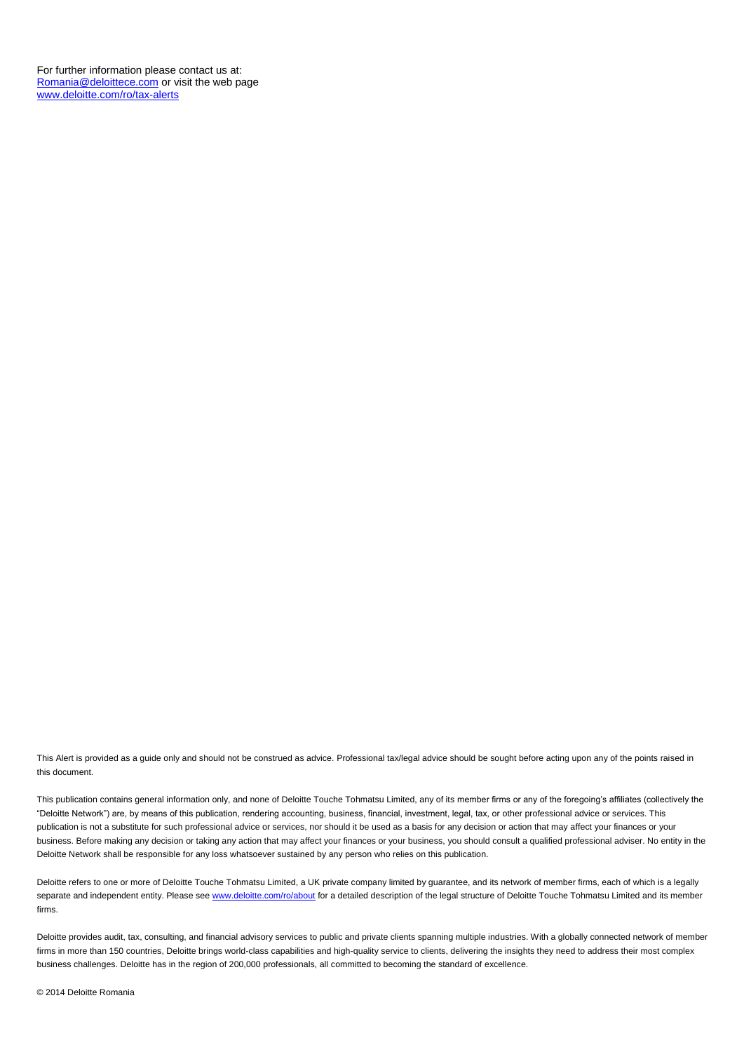For further information please contact us at:
[Romania@deloittece.com](mailto:Romania@deloittece.com) or visit the web page
[www.deloitte.com/ro/tax-alerts](http://www.deloitte.com/ro/tax-alerts)

This Alert is provided as a guide only and should not be construed as advice. Professional tax/legal advice should be sought before acting upon any of the points raised in this document.

This publication contains general information only, and none of Deloitte Touche Tohmatsu Limited, any of its member firms or any of the foregoing's affiliates (collectively the "Deloitte Network") are, by means of this publication, rendering accounting, business, financial, investment, legal, tax, or other professional advice or services. This publication is not a substitute for such professional advice or services, nor should it be used as a basis for any decision or action that may affect your finances or your business. Before making any decision or taking any action that may affect your finances or your business, you should consult a qualified professional adviser. No entity in the Deloitte Network shall be responsible for any loss whatsoever sustained by any person who relies on this publication.

Deloitte refers to one or more of Deloitte Touche Tohmatsu Limited, a UK private company limited by guarantee, and its network of member firms, each of which is a legally separate and independent entity. Please see [www.deloitte.com/ro/about](http://www.deloitte.com/ro/about) for a detailed description of the legal structure of Deloitte Touche Tohmatsu Limited and its member firms.

Deloitte provides audit, tax, consulting, and financial advisory services to public and private clients spanning multiple industries. With a globally connected network of member firms in more than 150 countries, Deloitte brings world-class capabilities and high-quality service to clients, delivering the insights they need to address their most complex business challenges. Deloitte has in the region of 200,000 professionals, all committed to becoming the standard of excellence.

© 2014 Deloitte Romania